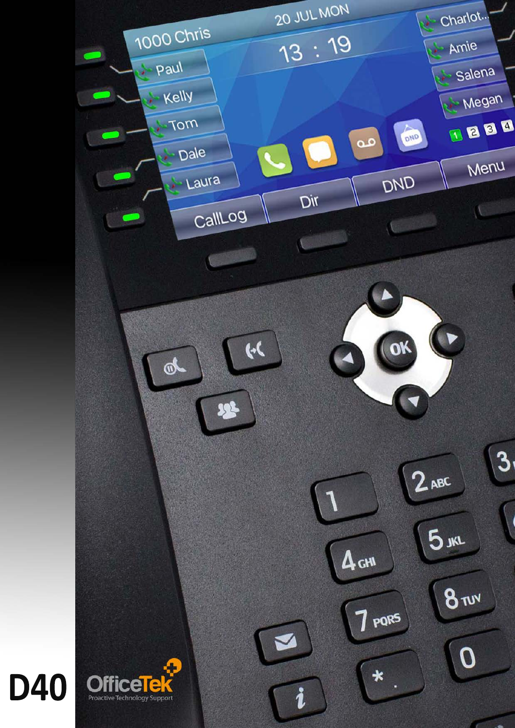# D40

OfficeTek

Proactive Technology Support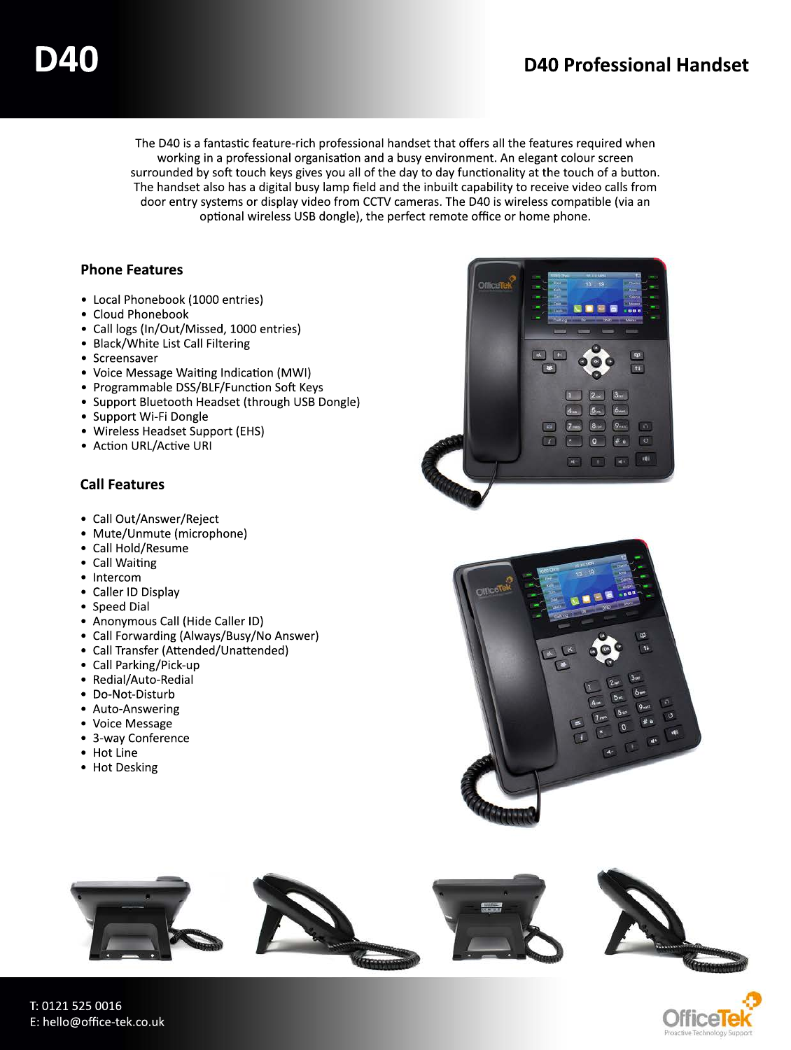# D40

## D40 Professional Handset

The D40 is a fantastic feature-rich professional handset that offers all the features required when working in a professional organisation and a busy environment. An elegant colour screen surrounded by soft touch keys gives you all of the day to day functionality at the touch of a button. The handset also has a digital busy lamp field and the inbuilt capability to receive video calls from door entry systems or display video from CCTV cameras. The D40 is wireless compatible (via an optional wireless USB dongle), the perfect remote office or home phone.

### Phone Features

- Local Phonebook (1000 entries)
- Cloud Phonebook
- Call logs (In/Out/Missed, 1000 entries)
- Black/White List Call Filtering
- Screensaver
- Voice Message Waiting Indication (MWI)
- Programmable DSS/BLF/Function Soft Keys
- Support Bluetooth Headset (through USB Dongle)
- Support Wi-Fi Dongle
- Wireless Headset Support (EHS)
- Action URL/Active URI

### Call Features

- Call Out/Answer/Reject
- Mute/Unmute (microphone)
- Call Hold/Resume
- Call Waiting
- Intercom
- Caller ID Display
- Speed Dial
- Anonymous Call (Hide Caller ID)
- Call Forwarding (Always/Busy/No Answer)
- Call Transfer (Attended/Unattended)
- Call Parking/Pick-up
- Redial/Auto-Redial
- Do-Not-Disturb
- Auto-Answering
- Voice Message
- 3-way Conference
- Hot Line
- Hot Desking

T: 0121 525 0016
E: hello@office-tek.co.uk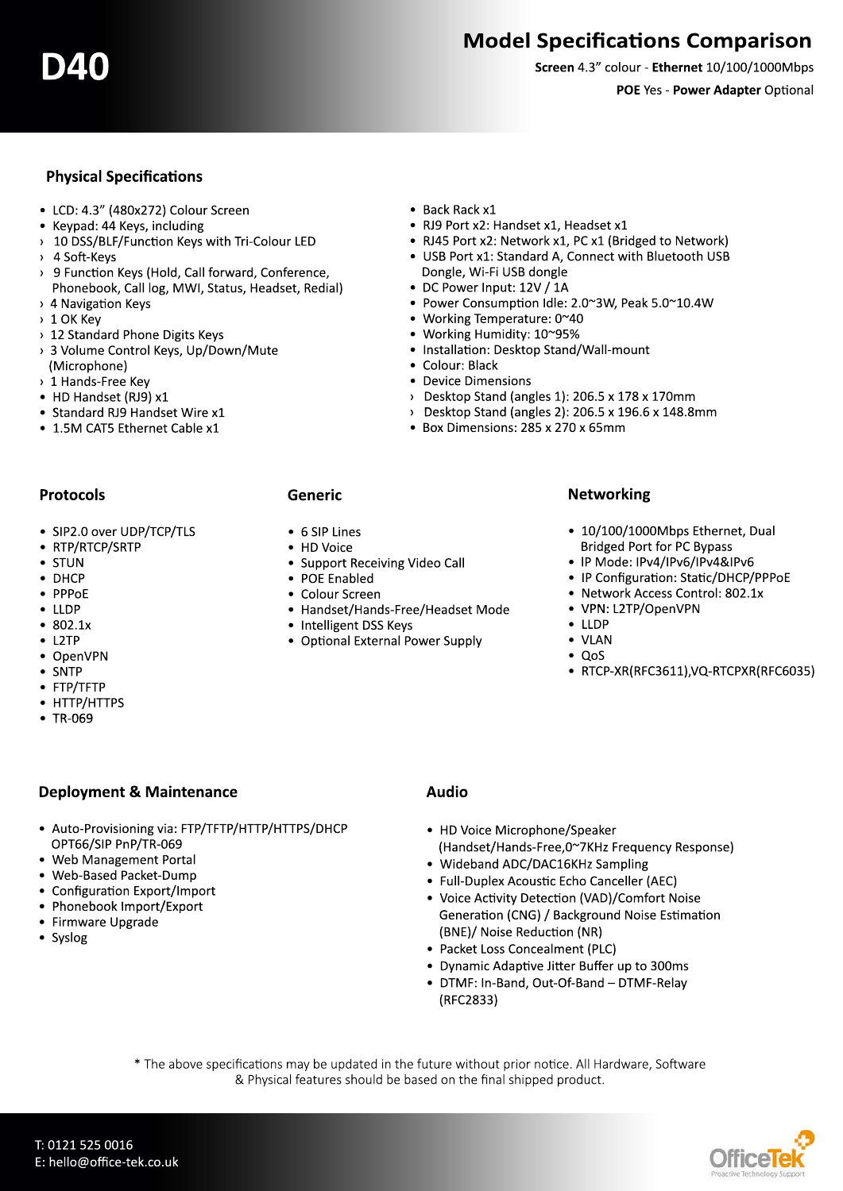# D40

## Model Specifications Comparison

**Screen** 4.3” colour - **Ethernet** 10/100/1000Mbps

**POE** Yes - **Power Adapter** Optional

### Physical Specifications

- LCD: 4.3” (480x272) Colour Screen
- Keypad: 44 Keys, including
  - › 10 DSS/BLF/Function Keys with Tri-Colour LED
  - › 4 Soft-Keys
  - › 9 Function Keys (Hold, Call forward, Conference, Phonebook, Call log, MWI, Status, Headset, Redial)
  - › 4 Navigation Keys
  - › 1 OK Key
  - › 12 Standard Phone Digits Keys
  - › 3 Volume Control Keys, Up/Down/Mute (Microphone)
  - › 1 Hands-Free Key
- HD Handset (RJ9) x1
- Standard RJ9 Handset Wire x1
- 1.5M CAT5 Ethernet Cable x1
- Back Rack x1
- RJ9 Port x2: Handset x1, Headset x1
- RJ45 Port x2: Network x1, PC x1 (Bridged to Network)
- USB Port x1: Standard A, Connect with Bluetooth USB Dongle, Wi-Fi USB dongle
- DC Power Input: 12V / 1A
- Power Consumption Idle: 2.0~3W, Peak 5.0~10.4W
- Working Temperature: 0~40
- Working Humidity: 10~95%
- Installation: Desktop Stand/Wall-mount
- Colour: Black
- Device Dimensions
  - › Desktop Stand (angles 1): 206.5 x 178 x 170mm
  - › Desktop Stand (angles 2): 206.5 x 196.6 x 148.8mm
- Box Dimensions: 285 x 270 x 65mm

### Protocols

- SIP2.0 over UDP/TCP/TLS
- RTP/RTCP/SRTP
- STUN
- DHCP
- PPPoE
- LLDP
- 802.1x
- L2TP
- OpenVPN
- SNTP
- FTP/TFTP
- HTTP/HTTPS
- TR-069

### Generic

- 6 SIP Lines
- HD Voice
- Support Receiving Video Call
- POE Enabled
- Colour Screen
- Handset/Hands-Free/Headset Mode
- Intelligent DSS Keys
- Optional External Power Supply

### Networking

- 10/100/1000Mbps Ethernet, Dual Bridged Port for PC Bypass
- IP Mode: IPv4/IPv6/IPv4&IPv6
- IP Configuration: Static/DHCP/PPPoE
- Network Access Control: 802.1x
- VPN: L2TP/OpenVPN
- LLDP
- VLAN
- QoS
- RTCP-XR(RFC3611),VQ-RTCPXR(RFC6035)

### Deployment & Maintenance

- Auto-Provisioning via: FTP/TFTP/HTTP/HTTPS/DHCP OPT66/SIP PnP/TR-069
- Web Management Portal
- Web-Based Packet-Dump
- Configuration Export/Import
- Phonebook Import/Export
- Firmware Upgrade
- Syslog

### Audio

- HD Voice Microphone/Speaker (Handset/Hands-Free,0~7KHz Frequency Response)
- Wideband ADC/DAC16KHz Sampling
- Full-Duplex Acoustic Echo Canceller (AEC)
- Voice Activity Detection (VAD)/Comfort Noise Generation (CNG) / Background Noise Estimation (BNE)/ Noise Reduction (NR)
- Packet Loss Concealment (PLC)
- Dynamic Adaptive Jitter Buffer up to 300ms
- DTMF: In-Band, Out-Of-Band – DTMF-Relay (RFC2833)

* The above specifications may be updated in the future without prior notice. All Hardware, Software & Physical features should be based on the final shipped product.

T: 0121 525 0016
E: hello@office-tek.co.uk

OfficeTek
Proactive Technology Support